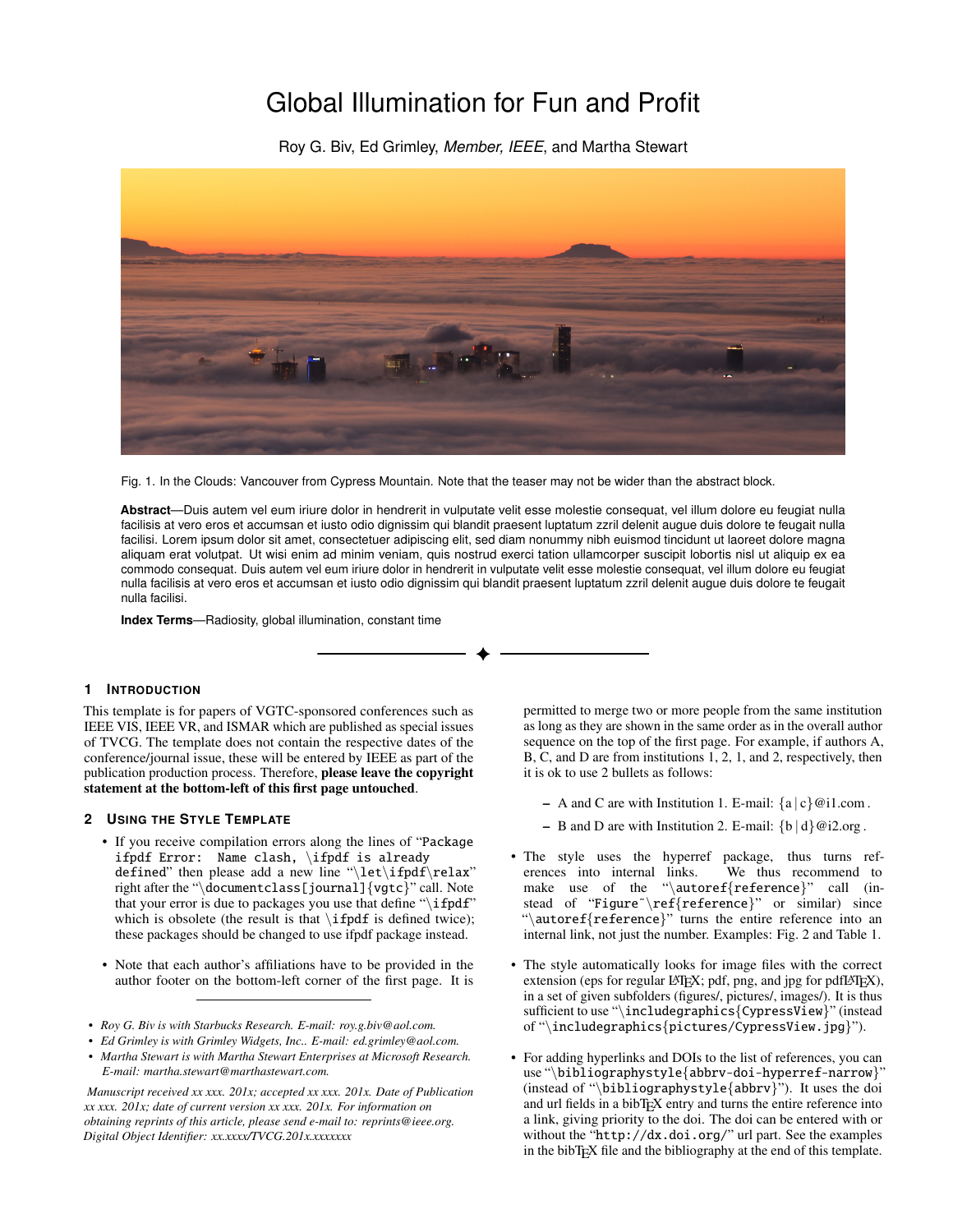# Global Illumination for Fun and Profit

Roy G. Biv, Ed Grimley, *Member, IEEE*, and Martha Stewart

Fig. 1. In the Clouds: Vancouver from Cypress Mountain. Note that the teaser may not be wider than the abstract block.

**Abstract**—Duis autem vel eum iriure dolor in hendrerit in vulputate velit esse molestie consequat, vel illum dolore eu feugiat nulla facilisis at vero eros et accumsan et iusto odio dignissim qui blandit praesent luptatum zzril delenit augue duis dolore te feugait nulla facilisi. Lorem ipsum dolor sit amet, consectetuer adipiscing elit, sed diam nonummy nibh euismod tincidunt ut laoreet dolore magna aliquam erat volutpat. Ut wisi enim ad minim veniam, quis nostrud exerci tation ullamcorper suscipit lobortis nisl ut aliquip ex ea commodo consequat. Duis autem vel eum iriure dolor in hendrerit in vulputate velit esse molestie consequat, vel illum dolore eu feugiat nulla facilisis at vero eros et accumsan et iusto odio dignissim qui blandit praesent luptatum zzril delenit augue duis dolore te feugait nulla facilisi.

**Index Terms**—Radiosity, global illumination, constant time

## 1 Introduction

This template is for papers of VGTC-sponsored conferences such as IEEE VIS, IEEE VR, and ISMAR which are published as special issues of TVCG. The template does not contain the respective dates of the conference/journal issue, these will be entered by IEEE as part of the publication production process. Therefore, **please leave the copyright statement at the bottom-left of this first page untouched**.

## 2 Using the Style Template

- If you receive compilation errors along the lines of "`Package ifpdf Error: Name clash, \ifpdf is already defined`" then please add a new line "`\let\ifpdf\relax`" right after the "`\documentclass[journal]{vgtc}`" call. Note that your error is due to packages you use that define "`\ifpdf`" which is obsolete (the result is that `\ifpdf` is defined twice); these packages should be changed to use ifpdf package instead.

- Note that each author's affiliations have to be provided in the author footer on the bottom-left corner of the first page. It is permitted to merge two or more people from the same institution as long as they are shown in the same order as in the overall author sequence on the top of the first page. For example, if authors A, B, C, and D are from institutions 1, 2, 1, and 2, respectively, then it is ok to use 2 bullets as follows:

  - A and C are with Institution 1. E-mail: {a | c}@i1.com .
  - B and D are with Institution 2. E-mail: {b | d}@i2.org .

- The style uses the hyperref package, thus turns references into internal links. We thus recommend to make use of the "`\autoref{reference}`" call (instead of "`Figure~\ref{reference}`" or similar) since "`\autoref{reference}`" turns the entire reference into an internal link, not just the number. Examples: Fig. 2 and Table 1.

- The style automatically looks for image files with the correct extension (eps for regular LaTeX; pdf, png, and jpg for pdfLaTeX), in a set of given subfolders (figures/, pictures/, images/). It is thus sufficient to use "`\includegraphics{CypressView}`" (instead of "`\includegraphics{pictures/CypressView.jpg}`").

- For adding hyperlinks and DOIs to the list of references, you can use "`\bibliographystyle{abbrv-doi-hyperref-narrow}`" (instead of "`\bibliographystyle{abbrv}`"). It uses the doi and url fields in a bibTeX entry and turns the entire reference into a link, giving priority to the doi. The doi can be entered with or without the "`http://dx.doi.org/`" url part. See the examples in the bibTeX file and the bibliography at the end of this template.

---

- *Roy G. Biv is with Starbucks Research. E-mail: roy.g.biv@aol.com.*
- *Ed Grimley is with Grimley Widgets, Inc.. E-mail: ed.grimley@aol.com.*
- *Martha Stewart is with Martha Stewart Enterprises at Microsoft Research. E-mail: martha.stewart@marthastewart.com.*

*Manuscript received xx xxx. 201x; accepted xx xxx. 201x. Date of Publication xx xxx. 201x; date of current version xx xxx. 201x. For information on obtaining reprints of this article, please send e-mail to: reprints@ieee.org. Digital Object Identifier: xx.xxxx/TVCG.201x.xxxxxxx*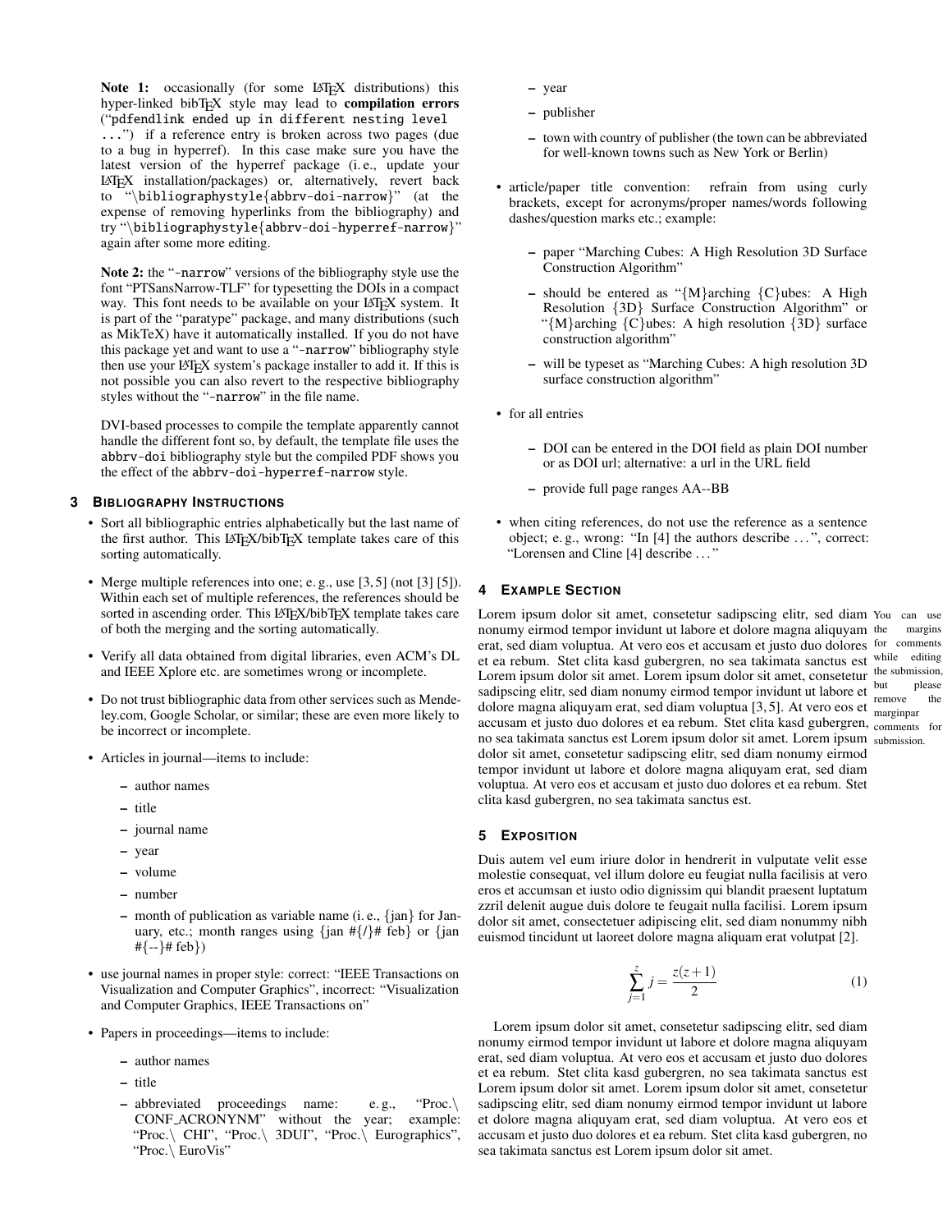**Note 1:** occasionally (for some LaTeX distributions) this hyper-linked bibTeX style may lead to **compilation errors** (“`pdfendlink ended up in different nesting level ...`”) if a reference entry is broken across two pages (due to a bug in hyperref). In this case make sure you have the latest version of the hyperref package (i. e., update your LaTeX installation/packages) or, alternatively, revert back to “`\bibliographystyle{abbrv-doi-narrow}`” (at the expense of removing hyperlinks from the bibliography) and try “`\bibliographystyle{abbrv-doi-hyperref-narrow}`” again after some more editing.

**Note 2:** the “`-narrow`” versions of the bibliography style use the font “PTSansNarrow-TLF” for typesetting the DOIs in a compact way. This font needs to be available on your LaTeX system. It is part of the “paratype” package, and many distributions (such as MikTeX) have it automatically installed. If you do not have this package yet and want to use a “`-narrow`” bibliography style then use your LaTeX system’s package installer to add it. If this is not possible you can also revert to the respective bibliography styles without the “`-narrow`” in the file name.

DVI-based processes to compile the template apparently cannot handle the different font so, by default, the template file uses the `abbrv-doi` bibliography style but the compiled PDF shows you the effect of the `abbrv-doi-hyperref-narrow` style.

## 3 Bibliography Instructions

- Sort all bibliographic entries alphabetically but the last name of the first author. This LaTeX/bibTeX template takes care of this sorting automatically.
- Merge multiple references into one; e. g., use [3,5] (not [3] [5]). Within each set of multiple references, the references should be sorted in ascending order. This LaTeX/bibTeX template takes care of both the merging and the sorting automatically.
- Verify all data obtained from digital libraries, even ACM’s DL and IEEE Xplore etc. are sometimes wrong or incomplete.
- Do not trust bibliographic data from other services such as Mendeley.com, Google Scholar, or similar; these are even more likely to be incorrect or incomplete.
- Articles in journal—items to include:
  - author names
  - title
  - journal name
  - year
  - volume
  - number
  - month of publication as variable name (i. e., {jan} for January, etc.; month ranges using {jan #{/}# feb} or {jan #{--}# feb})
- use journal names in proper style: correct: “IEEE Transactions on Visualization and Computer Graphics”, incorrect: “Visualization and Computer Graphics, IEEE Transactions on”
- Papers in proceedings—items to include:
  - author names
  - title
  - abbreviated proceedings name: e. g., “Proc.\ CONF_ACRONYNM” without the year; example: “Proc.\ CHI”, “Proc.\ 3DUI”, “Proc.\ Eurographics”, “Proc.\ EuroVis”
  - year
  - publisher
  - town with country of publisher (the town can be abbreviated for well-known towns such as New York or Berlin)
- article/paper title convention: refrain from using curly brackets, except for acronyms/proper names/words following dashes/question marks etc.; example:
  - paper “Marching Cubes: A High Resolution 3D Surface Construction Algorithm”
  - should be entered as “{M}arching {C}ubes: A High Resolution {3D} Surface Construction Algorithm” or “{M}arching {C}ubes: A high resolution {3D} surface construction algorithm”
  - will be typeset as “Marching Cubes: A high resolution 3D surface construction algorithm”
- for all entries
  - DOI can be entered in the DOI field as plain DOI number or as DOI url; alternative: a url in the URL field
  - provide full page ranges AA--BB
- when citing references, do not use the reference as a sentence object; e. g., wrong: “In [4] the authors describe ...”, correct: “Lorensen and Cline [4] describe ...”

## 4 Example Section

Lorem ipsum dolor sit amet, consetetur sadipscing elitr, sed diam nonumy eirmod tempor invidunt ut labore et dolore magna aliquyam erat, sed diam voluptua. At vero eos et accusam et justo duo dolores et ea rebum. Stet clita kasd gubergren, no sea takimata sanctus est Lorem ipsum dolor sit amet. Lorem ipsum dolor sit amet, consetetur sadipscing elitr, sed diam nonumy eirmod tempor invidunt ut labore et dolore magna aliquyam erat, sed diam voluptua [3,5]. At vero eos et accusam et justo duo dolores et ea rebum. Stet clita kasd gubergren, no sea takimata sanctus est Lorem ipsum dolor sit amet. Lorem ipsum dolor sit amet, consetetur sadipscing elitr, sed diam nonumy eirmod tempor invidunt ut labore et dolore magna aliquyam erat, sed diam voluptua. At vero eos et accusam et justo duo dolores et ea rebum. Stet clita kasd gubergren, no sea takimata sanctus est.

You can use the margins for comments while editing the submission, but please remove the marginpar comments for submission.

## 5 Exposition

Duis autem vel eum iriure dolor in hendrerit in vulputate velit esse molestie consequat, vel illum dolore eu feugiat nulla facilisis at vero eros et accumsan et iusto odio dignissim qui blandit praesent luptatum zzril delenit augue duis dolore te feugait nulla facilisi. Lorem ipsum dolor sit amet, consectetuer adipiscing elit, sed diam nonummy nibh euismod tincidunt ut laoreet dolore magna aliquam erat volutpat [2].

$$\sum_{j=1}^{z} j = \frac{z(z+1)}{2} \tag{1}$$

Lorem ipsum dolor sit amet, consetetur sadipscing elitr, sed diam nonumy eirmod tempor invidunt ut labore et dolore magna aliquyam erat, sed diam voluptua. At vero eos et accusam et justo duo dolores et ea rebum. Stet clita kasd gubergren, no sea takimata sanctus est Lorem ipsum dolor sit amet. Lorem ipsum dolor sit amet, consetetur sadipscing elitr, sed diam nonumy eirmod tempor invidunt ut labore et dolore magna aliquyam erat, sed diam voluptua. At vero eos et accusam et justo duo dolores et ea rebum. Stet clita kasd gubergren, no sea takimata sanctus est Lorem ipsum dolor sit amet.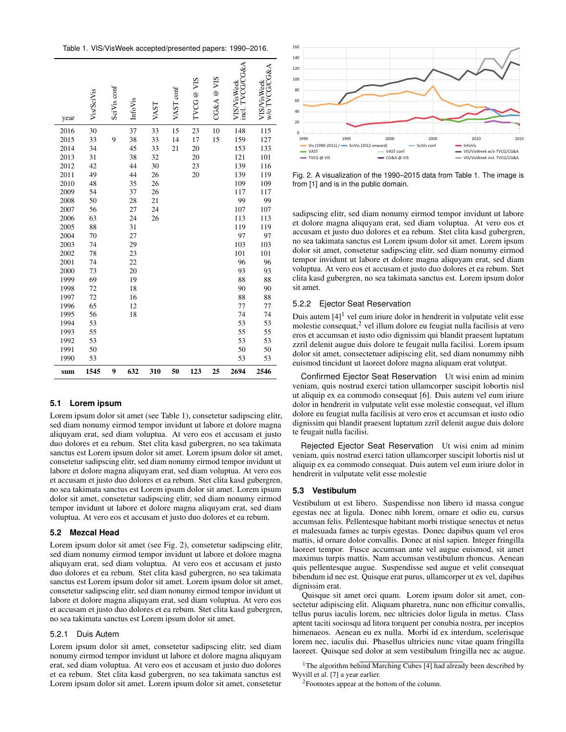Table 1. VIS/VisWeek accepted/presented papers: 1990–2016.

| year | Vis/SciVis | SciVis conf | InfoVis | VAST | VAST conf | TVCG @ VIS | CG&A @ VIS | VIS/VisWeek incl. TVCG/CG&A | VIS/VisWeek w/o TVCG/CG&A |
|---|---|---|---|---|---|---|---|---|---|
| 2016 | 30 | | 37 | 33 | 15 | 23 | 10 | 148 | 115 |
| 2015 | 33 | 9 | 38 | 33 | 14 | 17 | 15 | 159 | 127 |
| 2014 | 34 | | 45 | 33 | 21 | 20 | | 153 | 133 |
| 2013 | 31 | | 38 | 32 | | 20 | | 121 | 101 |
| 2012 | 42 | | 44 | 30 | | 23 | | 139 | 116 |
| 2011 | 49 | | 44 | 26 | | 20 | | 139 | 119 |
| 2010 | 48 | | 35 | 26 | | | | 109 | 109 |
| 2009 | 54 | | 37 | 26 | | | | 117 | 117 |
| 2008 | 50 | | 28 | 21 | | | | 99 | 99 |
| 2007 | 56 | | 27 | 24 | | | | 107 | 107 |
| 2006 | 63 | | 24 | 26 | | | | 113 | 113 |
| 2005 | 88 | | 31 | | | | | 119 | 119 |
| 2004 | 70 | | 27 | | | | | 97 | 97 |
| 2003 | 74 | | 29 | | | | | 103 | 103 |
| 2002 | 78 | | 23 | | | | | 101 | 101 |
| 2001 | 74 | | 22 | | | | | 96 | 96 |
| 2000 | 73 | | 20 | | | | | 93 | 93 |
| 1999 | 69 | | 19 | | | | | 88 | 88 |
| 1998 | 72 | | 18 | | | | | 90 | 90 |
| 1997 | 72 | | 16 | | | | | 88 | 88 |
| 1996 | 65 | | 12 | | | | | 77 | 77 |
| 1995 | 56 | | 18 | | | | | 74 | 74 |
| 1994 | 53 | | | | | | | 53 | 53 |
| 1993 | 55 | | | | | | | 55 | 55 |
| 1992 | 53 | | | | | | | 53 | 53 |
| 1991 | 50 | | | | | | | 50 | 50 |
| 1990 | 53 | | | | | | | 53 | 53 |
| **sum** | **1545** | **9** | **632** | **310** | **50** | **123** | **25** | **2694** | **2546** |

### 5.1 Lorem ipsum

Lorem ipsum dolor sit amet (see Table 1), consetetur sadipscing elitr, sed diam nonumy eirmod tempor invidunt ut labore et dolore magna aliquyam erat, sed diam voluptua. At vero eos et accusam et justo duo dolores et ea rebum. Stet clita kasd gubergren, no sea takimata sanctus est Lorem ipsum dolor sit amet. Lorem ipsum dolor sit amet, consetetur sadipscing elitr, sed diam nonumy eirmod tempor invidunt ut labore et dolore magna aliquyam erat, sed diam voluptua. At vero eos et accusam et justo duo dolores et ea rebum. Stet clita kasd gubergren, no sea takimata sanctus est Lorem ipsum dolor sit amet. Lorem ipsum dolor sit amet, consetetur sadipscing elitr, sed diam nonumy eirmod tempor invidunt ut labore et dolore magna aliquyam erat, sed diam voluptua. At vero eos et accusam et justo duo dolores et ea rebum.

### 5.2 Mezcal Head

Lorem ipsum dolor sit amet (see Fig. 2), consetetur sadipscing elitr, sed diam nonumy eirmod tempor invidunt ut labore et dolore magna aliquyam erat, sed diam voluptua. At vero eos et accusam et justo duo dolores et ea rebum. Stet clita kasd gubergren, no sea takimata sanctus est Lorem ipsum dolor sit amet. Lorem ipsum dolor sit amet, consetetur sadipscing elitr, sed diam nonumy eirmod tempor invidunt ut labore et dolore magna aliquyam erat, sed diam voluptua. At vero eos et accusam et justo duo dolores et ea rebum. Stet clita kasd gubergren, no sea takimata sanctus est Lorem ipsum dolor sit amet.

#### 5.2.1 Duis Autem

Lorem ipsum dolor sit amet, consetetur sadipscing elitr, sed diam nonumy eirmod tempor invidunt ut labore et dolore magna aliquyam erat, sed diam voluptua. At vero eos et accusam et justo duo dolores et ea rebum. Stet clita kasd gubergren, no sea takimata sanctus est Lorem ipsum dolor sit amet. Lorem ipsum dolor sit amet, consetetur sadipscing elitr, sed diam nonumy eirmod tempor invidunt ut labore et dolore magna aliquyam erat, sed diam voluptua. At vero eos et accusam et justo duo dolores et ea rebum. Stet clita kasd gubergren, no sea takimata sanctus est Lorem ipsum dolor sit amet.

Fig. 2. A visualization of the 1990–2015 data from Table 1. The image is from [1] and is in the public domain.

#### 5.2.2 Ejector Seat Reservation

Duis autem [4][1] vel eum iriure dolor in hendrerit in vulputate velit esse molestie consequat,[2] vel illum dolore eu feugiat nulla facilisis at vero eros et accumsan et iusto odio dignissim qui blandit praesent luptatum zzril delenit augue duis dolore te feugait nulla facilisi. Lorem ipsum dolor sit amet, consectetuer adipiscing elit, sed diam nonummy nibh euismod tincidunt ut laoreet dolore magna aliquam erat volutpat.

**Confirmed Ejector Seat Reservation** Ut wisi enim ad minim veniam, quis nostrud exerci tation ullamcorper suscipit lobortis nisl ut aliquip ex ea commodo consequat [6]. Duis autem vel eum iriure dolor in hendrerit in vulputate velit esse molestie consequat, vel illum dolore eu feugiat nulla facilisis at vero eros et accumsan et iusto odio dignissim qui blandit praesent luptatum zzril delenit augue duis dolore te feugait nulla facilisi.

**Rejected Ejector Seat Reservation** Ut wisi enim ad minim veniam, quis nostrud exerci tation ullamcorper suscipit lobortis nisl ut aliquip ex ea commodo consequat. Duis autem vel eum iriure dolor in hendrerit in vulputate velit esse molestie

### 5.3 Vestibulum

Vestibulum ut est libero. Suspendisse non libero id massa congue egestas nec at ligula. Donec nibh lorem, ornare et odio eu, cursus accumsan felis. Pellentesque habitant morbi tristique senectus et netus et malesuada fames ac turpis egestas. Donec dapibus quam vel eros mattis, id ornare dolor convallis. Donec at nisl sapien. Integer fringilla laoreet tempor. Fusce accumsan ante vel augue euismod, sit amet maximus turpis mattis. Nam accumsan vestibulum rhoncus. Aenean quis pellentesque augue. Suspendisse sed augue et velit consequat bibendum id nec est. Quisque erat purus, ullamcorper ut ex vel, dapibus dignissim erat.

Quisque sit amet orci quam. Lorem ipsum dolor sit amet, consectetur adipiscing elit. Aliquam pharetra, nunc non efficitur convallis, tellus purus iaculis lorem, nec ultricies dolor ligula in metus. Class aptent taciti sociosqu ad litora torquent per conubia nostra, per inceptos himenaeos. Aenean eu ex nulla. Morbi id ex interdum, scelerisque lorem nec, iaculis dui. Phasellus ultricies nunc vitae quam fringilla laoreet. Quisque sed dolor at sem vestibulum fringilla nec ac augue.

[1] The algorithm behind Marching Cubes [4] had already been described by Wyvill et al. [7] a year earlier.

[2] Footnotes appear at the bottom of the column.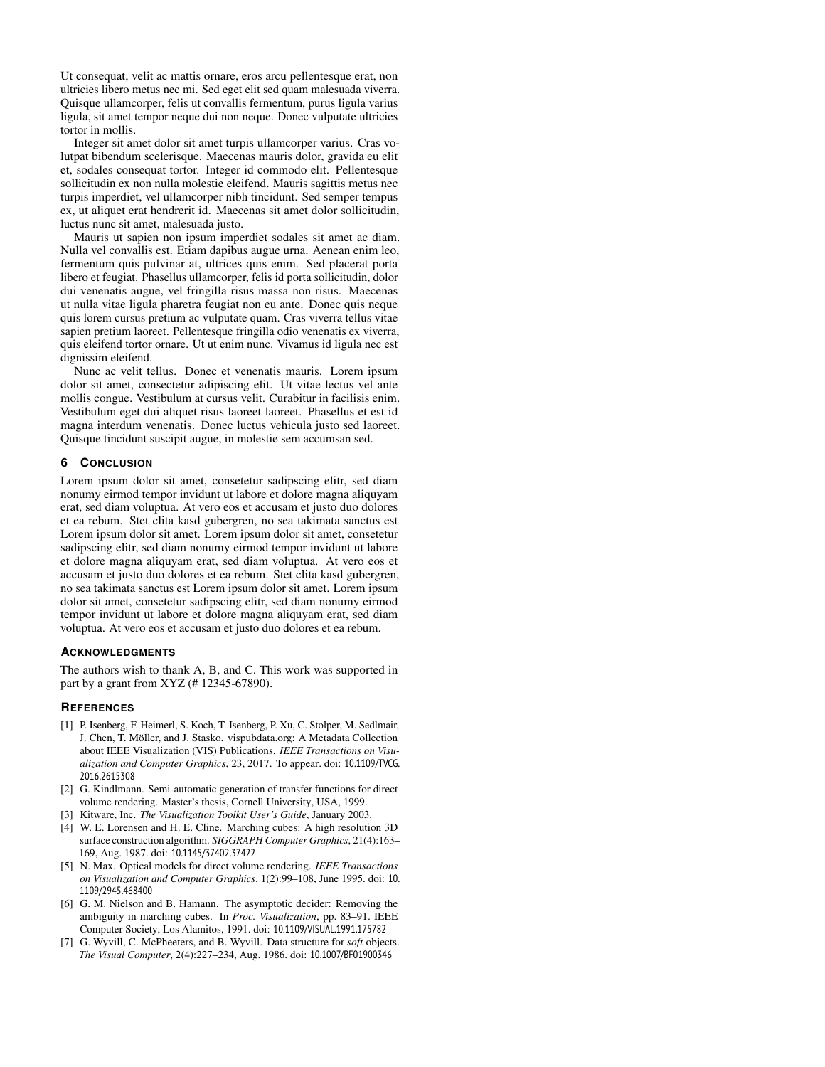Ut consequat, velit ac mattis ornare, eros arcu pellentesque erat, non ultricies libero metus nec mi. Sed eget elit sed quam malesuada viverra. Quisque ullamcorper, felis ut convallis fermentum, purus ligula varius ligula, sit amet tempor neque dui non neque. Donec vulputate ultricies tortor in mollis.

Integer sit amet dolor sit amet turpis ullamcorper varius. Cras volutpat bibendum scelerisque. Maecenas mauris dolor, gravida eu elit et, sodales consequat tortor. Integer id commodo elit. Pellentesque sollicitudin ex non nulla molestie eleifend. Mauris sagittis metus nec turpis imperdiet, vel ullamcorper nibh tincidunt. Sed semper tempus ex, ut aliquet erat hendrerit id. Maecenas sit amet dolor sollicitudin, luctus nunc sit amet, malesuada justo.

Mauris ut sapien non ipsum imperdiet sodales sit amet ac diam. Nulla vel convallis est. Etiam dapibus augue urna. Aenean enim leo, fermentum quis pulvinar at, ultrices quis enim. Sed placerat porta libero et feugiat. Phasellus ullamcorper, felis id porta sollicitudin, dolor dui venenatis augue, vel fringilla risus massa non risus. Maecenas ut nulla vitae ligula pharetra feugiat non eu ante. Donec quis neque quis lorem cursus pretium ac vulputate quam. Cras viverra tellus vitae sapien pretium laoreet. Pellentesque fringilla odio venenatis ex viverra, quis eleifend tortor ornare. Ut ut enim nunc. Vivamus id ligula nec est dignissim eleifend.

Nunc ac velit tellus. Donec et venenatis mauris. Lorem ipsum dolor sit amet, consectetur adipiscing elit. Ut vitae lectus vel ante mollis congue. Vestibulum at cursus velit. Curabitur in facilisis enim. Vestibulum eget dui aliquet risus laoreet laoreet. Phasellus et est id magna interdum venenatis. Donec luctus vehicula justo sed laoreet. Quisque tincidunt suscipit augue, in molestie sem accumsan sed.

## 6 Conclusion

Lorem ipsum dolor sit amet, consetetur sadipscing elitr, sed diam nonumy eirmod tempor invidunt ut labore et dolore magna aliquyam erat, sed diam voluptua. At vero eos et accusam et justo duo dolores et ea rebum. Stet clita kasd gubergren, no sea takimata sanctus est Lorem ipsum dolor sit amet. Lorem ipsum dolor sit amet, consetetur sadipscing elitr, sed diam nonumy eirmod tempor invidunt ut labore et dolore magna aliquyam erat, sed diam voluptua. At vero eos et accusam et justo duo dolores et ea rebum. Stet clita kasd gubergren, no sea takimata sanctus est Lorem ipsum dolor sit amet. Lorem ipsum dolor sit amet, consetetur sadipscing elitr, sed diam nonumy eirmod tempor invidunt ut labore et dolore magna aliquyam erat, sed diam voluptua. At vero eos et accusam et justo duo dolores et ea rebum.

## Acknowledgments

The authors wish to thank A, B, and C. This work was supported in part by a grant from XYZ (# 12345-67890).

## References

[1] P. Isenberg, F. Heimerl, S. Koch, T. Isenberg, P. Xu, C. Stolper, M. Sedlmair, J. Chen, T. Möller, and J. Stasko. vispubdata.org: A Metadata Collection about IEEE Visualization (VIS) Publications. *IEEE Transactions on Visualization and Computer Graphics*, 23, 2017. To appear. doi: 10.1109/TVCG.2016.2615308

[2] G. Kindlmann. Semi-automatic generation of transfer functions for direct volume rendering. Master's thesis, Cornell University, USA, 1999.

[3] Kitware, Inc. *The Visualization Toolkit User's Guide*, January 2003.

[4] W. E. Lorensen and H. E. Cline. Marching cubes: A high resolution 3D surface construction algorithm. *SIGGRAPH Computer Graphics*, 21(4):163–169, Aug. 1987. doi: 10.1145/37402.37422

[5] N. Max. Optical models for direct volume rendering. *IEEE Transactions on Visualization and Computer Graphics*, 1(2):99–108, June 1995. doi: 10.1109/2945.468400

[6] G. M. Nielson and B. Hamann. The asymptotic decider: Removing the ambiguity in marching cubes. In *Proc. Visualization*, pp. 83–91. IEEE Computer Society, Los Alamitos, 1991. doi: 10.1109/VISUAL.1991.175782

[7] G. Wyvill, C. McPheeters, and B. Wyvill. Data structure for *soft* objects. *The Visual Computer*, 2(4):227–234, Aug. 1986. doi: 10.1007/BF01900346